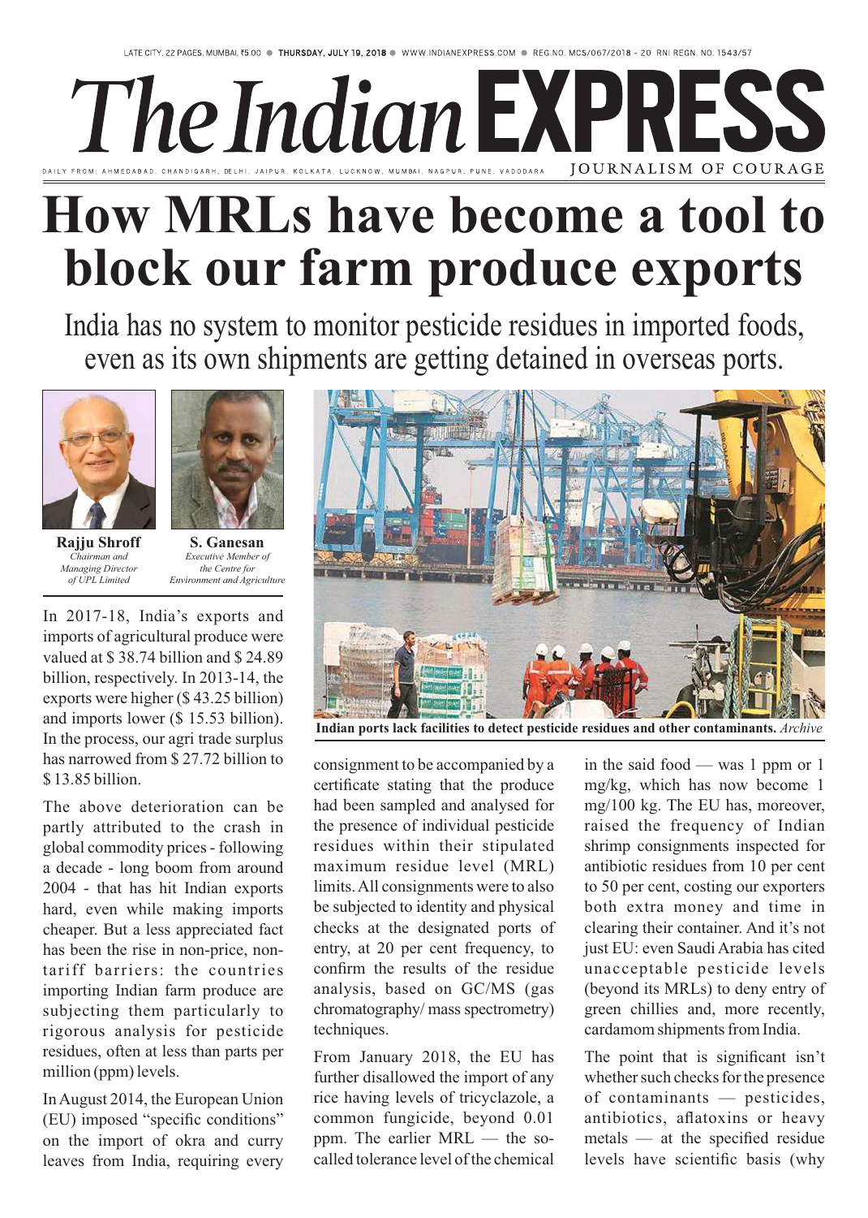# How MRLs have become a tool to block our farm produce exports

India has no system to monitor pesticide residues in imported foods, even as its own shipments are getting detained in overseas ports.

**Rajju Shroff**
*Chairman and Managing Director of UPL Limited*

**S. Ganesan**
*Executive Member of the Centre for Environment and Agriculture*

**Indian ports lack facilities to detect pesticide residues and other contaminants.** *Archive*

In 2017-18, India's exports and imports of agricultural produce were valued at $ 38.74 billion and $ 24.89 billion, respectively. In 2013-14, the exports were higher ($ 43.25 billion) and imports lower ($ 15.53 billion). In the process, our agri trade surplus has narrowed from $ 27.72 billion to $ 13.85 billion.

The above deterioration can be partly attributed to the crash in global commodity prices - following a decade - long boom from around 2004 - that has hit Indian exports hard, even while making imports cheaper. But a less appreciated fact has been the rise in non-price, non-tariff barriers: the countries importing Indian farm produce are subjecting them particularly to rigorous analysis for pesticide residues, often at less than parts per million (ppm) levels.

In August 2014, the European Union (EU) imposed "specific conditions" on the import of okra and curry leaves from India, requiring every consignment to be accompanied by a certificate stating that the produce had been sampled and analysed for the presence of individual pesticide residues within their stipulated maximum residue level (MRL) limits. All consignments were to also be subjected to identity and physical checks at the designated ports of entry, at 20 per cent frequency, to confirm the results of the residue analysis, based on GC/MS (gas chromatography/ mass spectrometry) techniques.

From January 2018, the EU has further disallowed the import of any rice having levels of tricyclazole, a common fungicide, beyond 0.01 ppm. The earlier MRL — the so-called tolerance level of the chemical in the said food — was 1 ppm or 1 mg/kg, which has now become 1 mg/100 kg. The EU has, moreover, raised the frequency of Indian shrimp consignments inspected for antibiotic residues from 10 per cent to 50 per cent, costing our exporters both extra money and time in clearing their container. And it's not just EU: even Saudi Arabia has cited unacceptable pesticide levels (beyond its MRLs) to deny entry of green chillies and, more recently, cardamom shipments from India.

The point that is significant isn't whether such checks for the presence of contaminants — pesticides, antibiotics, aflatoxins or heavy metals — at the specified residue levels have scientific basis (why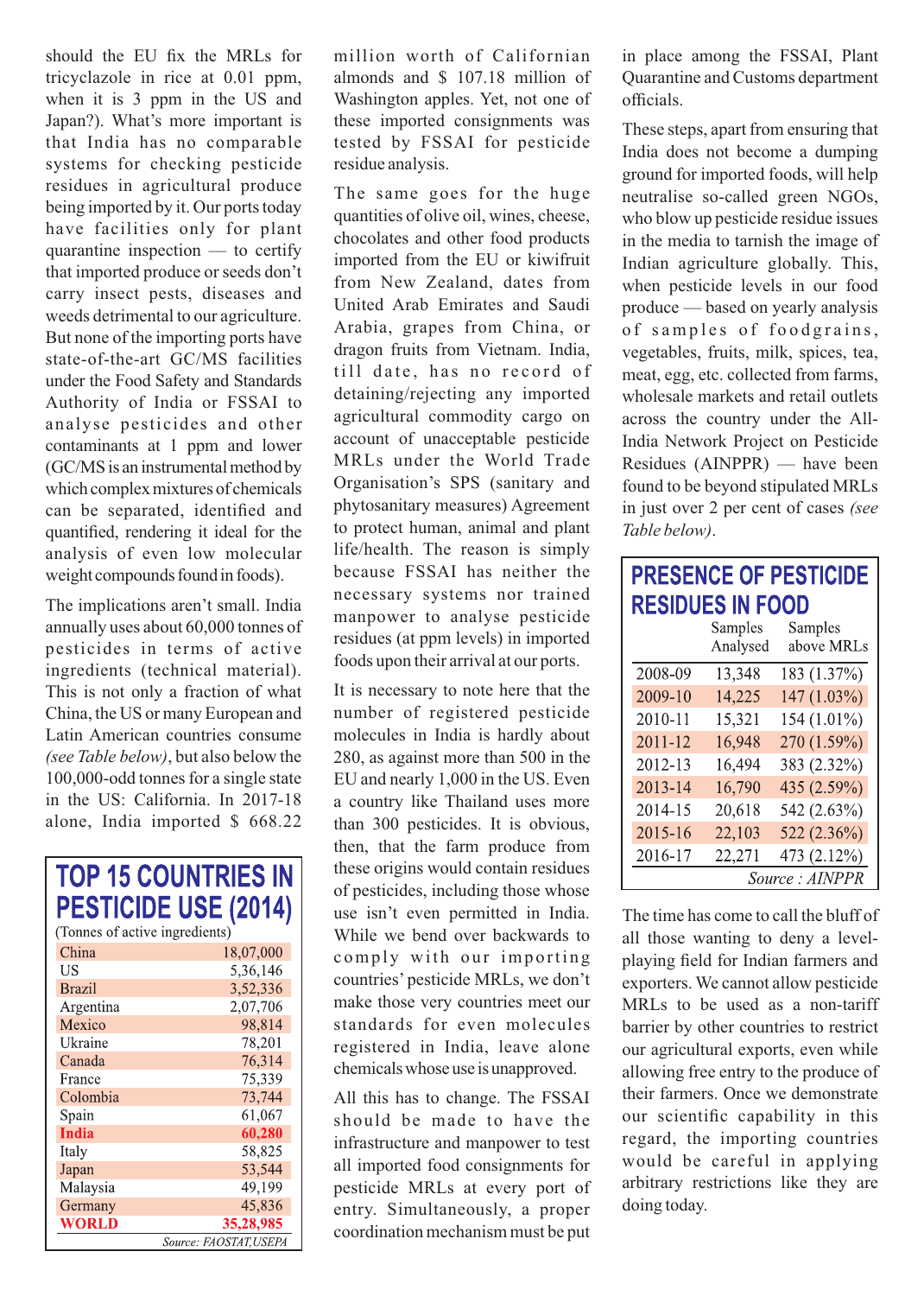should the EU fix the MRLs for tricyclazole in rice at 0.01 ppm, when it is 3 ppm in the US and Japan?). What's more important is that India has no comparable systems for checking pesticide residues in agricultural produce being imported by it. Our ports today have facilities only for plant quarantine inspection — to certify that imported produce or seeds don't carry insect pests, diseases and weeds detrimental to our agriculture. But none of the importing ports have state-of-the-art GC/MS facilities under the Food Safety and Standards Authority of India or FSSAI to analyse pesticides and other contaminants at 1 ppm and lower (GC/MS is an instrumental method by which complex mixtures of chemicals can be separated, identified and quantified, rendering it ideal for the analysis of even low molecular weight compounds found in foods).

The implications aren't small. India annually uses about 60,000 tonnes of pesticides in terms of active ingredients (technical material). This is not only a fraction of what China, the US or many European and Latin American countries consume *(see Table below)*, but also below the 100,000-odd tonnes for a single state in the US: California. In 2017-18 alone, India imported $ 668.22 million worth of Californian almonds and $ 107.18 million of Washington apples. Yet, not one of these imported consignments was tested by FSSAI for pesticide residue analysis.

## TOP 15 COUNTRIES IN PESTICIDE USE (2014)

(Tonnes of active ingredients)

| | |
|---|---|
| China | 18,07,000 |
| US | 5,36,146 |
| Brazil | 3,52,336 |
| Argentina | 2,07,706 |
| Mexico | 98,814 |
| Ukraine | 78,201 |
| Canada | 76,314 |
| France | 75,339 |
| Colombia | 73,744 |
| Spain | 61,067 |
| **India** | **60,280** |
| Italy | 58,825 |
| Japan | 53,544 |
| Malaysia | 49,199 |
| Germany | 45,836 |
| **WORLD** | **35,28,985** |

*Source: FAOSTAT,USEPA*

The same goes for the huge quantities of olive oil, wines, cheese, chocolates and other food products imported from the EU or kiwifruit from New Zealand, dates from United Arab Emirates and Saudi Arabia, grapes from China, or dragon fruits from Vietnam. India, till date, has no record of detaining/rejecting any imported agricultural commodity cargo on account of unacceptable pesticide MRLs under the World Trade Organisation's SPS (sanitary and phytosanitary measures) Agreement to protect human, animal and plant life/health. The reason is simply because FSSAI has neither the necessary systems nor trained manpower to analyse pesticide residues (at ppm levels) in imported foods upon their arrival at our ports.

It is necessary to note here that the number of registered pesticide molecules in India is hardly about 280, as against more than 500 in the EU and nearly 1,000 in the US. Even a country like Thailand uses more than 300 pesticides. It is obvious, then, that the farm produce from these origins would contain residues of pesticides, including those whose use isn't even permitted in India. While we bend over backwards to comply with our importing countries' pesticide MRLs, we don't make those very countries meet our standards for even molecules registered in India, leave alone chemicals whose use is unapproved.

All this has to change. The FSSAI should be made to have the infrastructure and manpower to test all imported food consignments for pesticide MRLs at every port of entry. Simultaneously, a proper coordination mechanism must be put in place among the FSSAI, Plant Quarantine and Customs department officials.

These steps, apart from ensuring that India does not become a dumping ground for imported foods, will help neutralise so-called green NGOs, who blow up pesticide residue issues in the media to tarnish the image of Indian agriculture globally. This, when pesticide levels in our food produce — based on yearly analysis of samples of foodgrains, vegetables, fruits, milk, spices, tea, meat, egg, etc. collected from farms, wholesale markets and retail outlets across the country under the All-India Network Project on Pesticide Residues (AINPPR) — have been found to be beyond stipulated MRLs in just over 2 per cent of cases *(see Table below)*.

## PRESENCE OF PESTICIDE RESIDUES IN FOOD

| | Samples Analysed | Samples above MRLs |
|---|---|---|
| 2008-09 | 13,348 | 183 (1.37%) |
| 2009-10 | 14,225 | 147 (1.03%) |
| 2010-11 | 15,321 | 154 (1.01%) |
| 2011-12 | 16,948 | 270 (1.59%) |
| 2012-13 | 16,494 | 383 (2.32%) |
| 2013-14 | 16,790 | 435 (2.59%) |
| 2014-15 | 20,618 | 542 (2.63%) |
| 2015-16 | 22,103 | 522 (2.36%) |
| 2016-17 | 22,271 | 473 (2.12%) |

*Source : AINPPR*

The time has come to call the bluff of all those wanting to deny a level-playing field for Indian farmers and exporters. We cannot allow pesticide MRLs to be used as a non-tariff barrier by other countries to restrict our agricultural exports, even while allowing free entry to the produce of their farmers. Once we demonstrate our scientific capability in this regard, the importing countries would be careful in applying arbitrary restrictions like they are doing today.